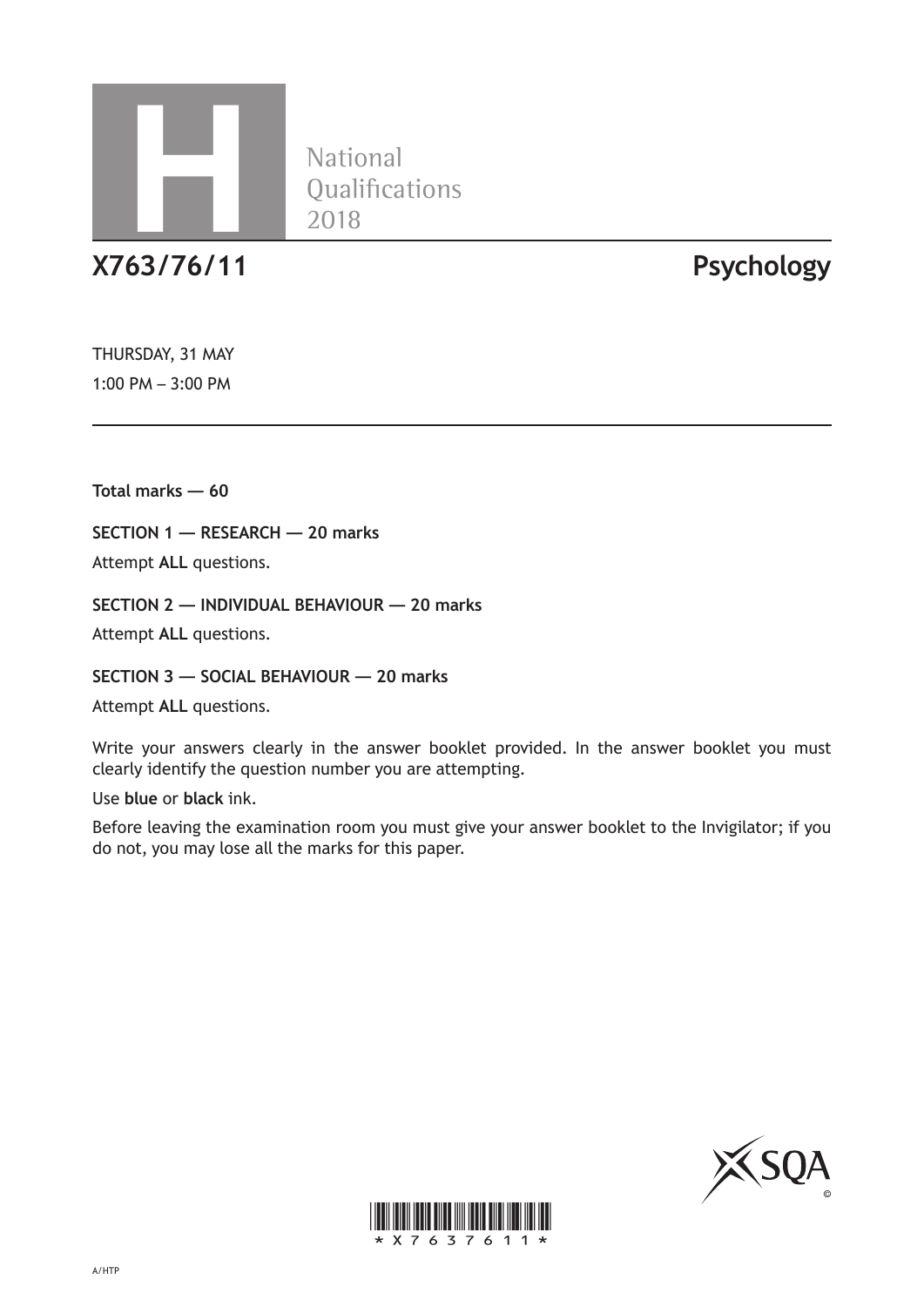# H

National Qualifications 2018

## X763/76/11 Psychology

THURSDAY, 31 MAY

1:00 PM – 3:00 PM

**Total marks — 60**

**SECTION 1 — RESEARCH — 20 marks**

Attempt **ALL** questions.

**SECTION 2 — INDIVIDUAL BEHAVIOUR — 20 marks**

Attempt **ALL** questions.

**SECTION 3 — SOCIAL BEHAVIOUR — 20 marks**

Attempt **ALL** questions.

Write your answers clearly in the answer booklet provided. In the answer booklet you must clearly identify the question number you are attempting.

Use **blue** or **black** ink.

Before leaving the examination room you must give your answer booklet to the Invigilator; if you do not, you may lose all the marks for this paper.

*X763761 1*

A/HTP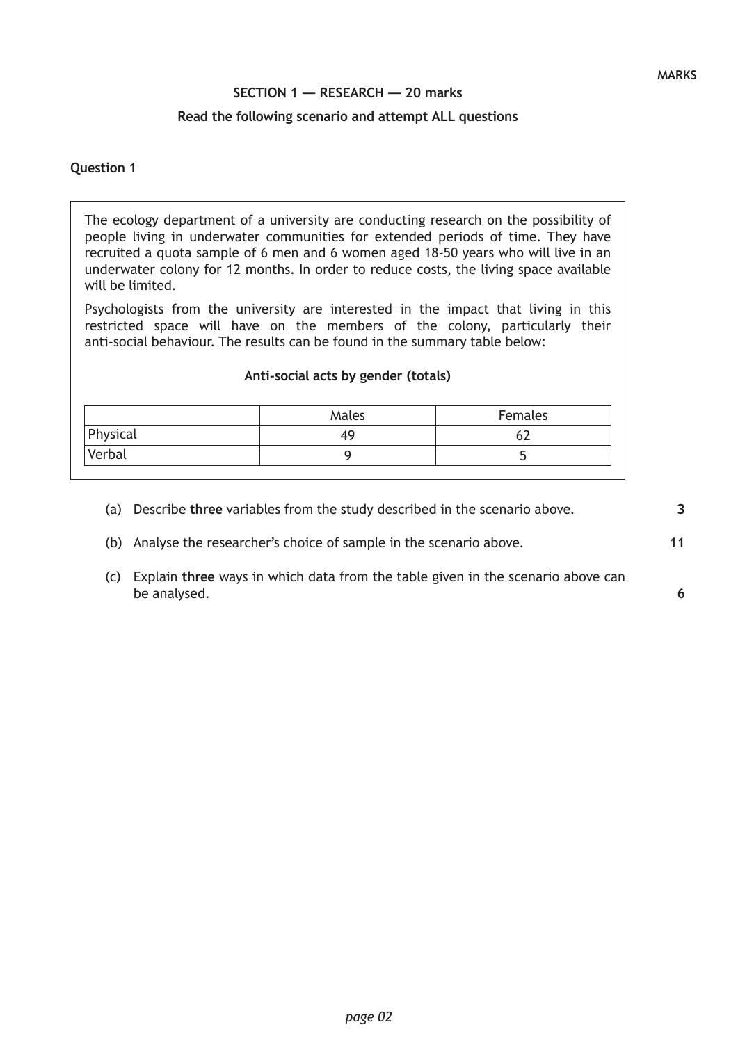MARKS

## SECTION 1 — RESEARCH — 20 marks

**Read the following scenario and attempt ALL questions**

### Question 1

The ecology department of a university are conducting research on the possibility of people living in underwater communities for extended periods of time. They have recruited a quota sample of 6 men and 6 women aged 18-50 years who will live in an underwater colony for 12 months. In order to reduce costs, the living space available will be limited.

Psychologists from the university are interested in the impact that living in this restricted space will have on the members of the colony, particularly their anti-social behaviour. The results can be found in the summary table below:

**Anti-social acts by gender (totals)**

| | Males | Females |
|---|---|---|
| Physical | 49 | 62 |
| Verbal | 9 | 5 |

(a) Describe **three** variables from the study described in the scenario above. **3**

(b) Analyse the researcher's choice of sample in the scenario above. **11**

(c) Explain **three** ways in which data from the table given in the scenario above can be analysed. **6**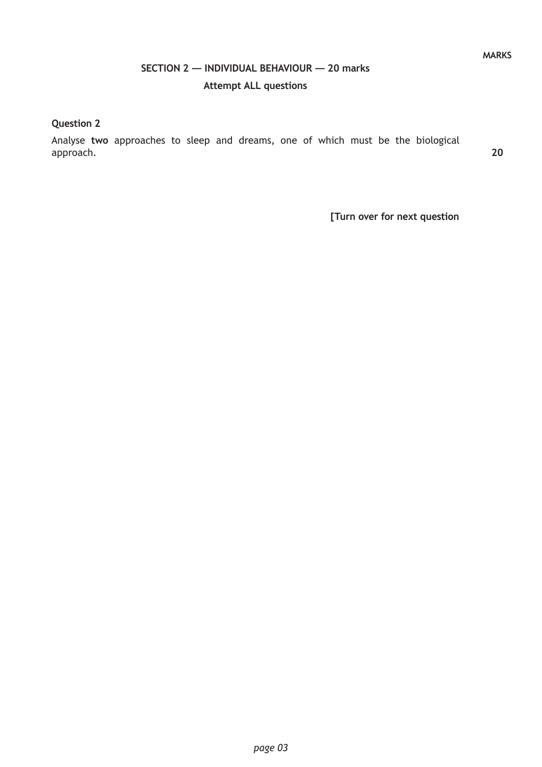**MARKS**

## SECTION 2 — INDIVIDUAL BEHAVIOUR — 20 marks

**Attempt ALL questions**

**Question 2**

Analyse **two** approaches to sleep and dreams, one of which must be the biological approach. **20**

**[Turn over for next question**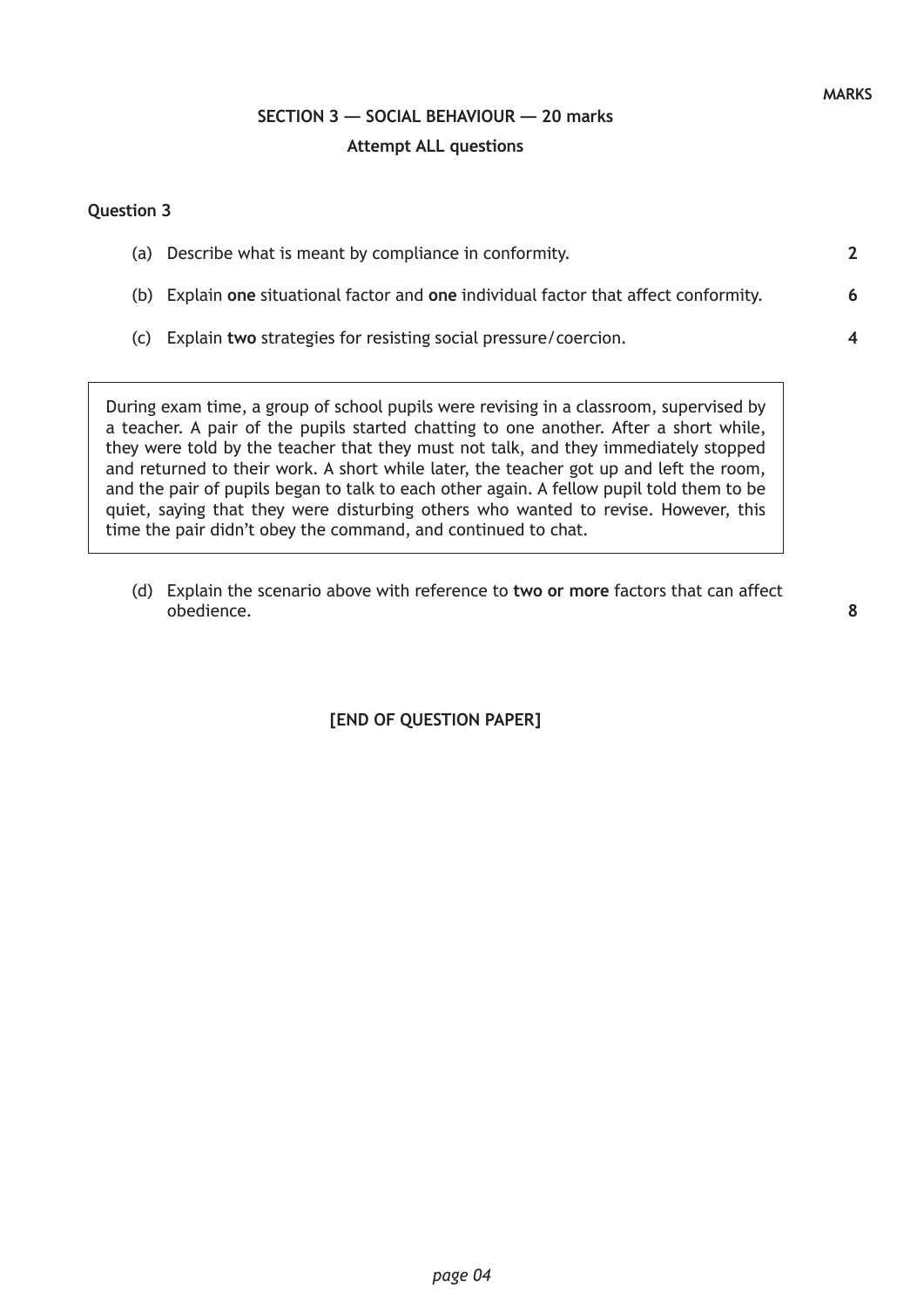MARKS

## SECTION 3 — SOCIAL BEHAVIOUR — 20 marks

**Attempt ALL questions**

### Question 3

(a) Describe what is meant by compliance in conformity. **2**

(b) Explain **one** situational factor and **one** individual factor that affect conformity. **6**

(c) Explain **two** strategies for resisting social pressure/coercion. **4**

> During exam time, a group of school pupils were revising in a classroom, supervised by a teacher. A pair of the pupils started chatting to one another. After a short while, they were told by the teacher that they must not talk, and they immediately stopped and returned to their work. A short while later, the teacher got up and left the room, and the pair of pupils began to talk to each other again. A fellow pupil told them to be quiet, saying that they were disturbing others who wanted to revise. However, this time the pair didn't obey the command, and continued to chat.

(d) Explain the scenario above with reference to **two or more** factors that can affect obedience. **8**

**[END OF QUESTION PAPER]**